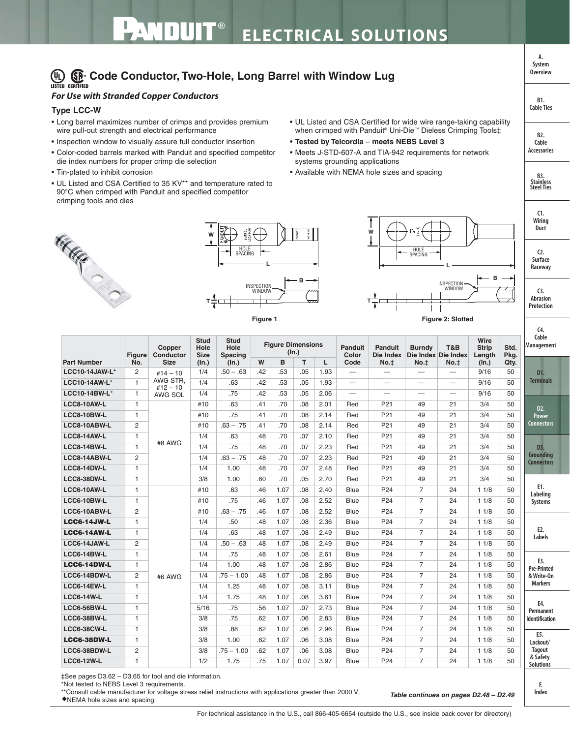# Code Conductor, Two-Hole, Long Barrel with Window Lug

### *For Use with Stranded Copper Conductors*

### Type LCC-W

- Long barrel maximizes number of crimps and provides premium wire pull-out strength and electrical performance
- Inspection window to visually assure full conductor insertion
- Color-coded barrels marked with Panduit and specified competitor die index numbers for proper crimp die selection
- Tin-plated to inhibit corrosion
- UL Listed and CSA Certified to 35 KV** and temperature rated to 90°C when crimped with Panduit and specified competitor crimping tools and dies
- UL Listed and CSA Certified for wide wire range-taking capability when crimped with Panduit® Uni-Die™ Dieless Crimping Tools‡
- **Tested by Telcordia** – **meets NEBS Level 3**
- Meets J-STD-607-A and TIA-942 requirements for network systems grounding applications
- Available with NEMA hole sizes and spacing

Figure 1

Figure 2: Slotted

| Part Number | Figure No. | Copper Conductor Size | Stud Hole Size (In.) | Stud Hole Spacing (In.) | Figure Dimensions (In.) | | | | Panduit Color Code | Panduit Die Index No.‡ | Burndy Die Index No.‡ | T&B Die Index No.‡ | Wire Strip Length (In.) | Std. Pkg. Qty. |
|---|---|---|---|---|---|---|---|---|---|---|---|---|---|---|
| | | | | | W | B | T | L | | | | | | |
| LCC10-14JAW-L* | 2 | #14 – 10 AWG STR, #12 – 10 AWG SOL | 1/4 | .50 – .63 | .42 | .53 | .05 | 1.93 | — | — | — | — | 9/16 | 50 |
| LCC10-14AW-L* | 1 | | 1/4 | .63 | .42 | .53 | .05 | 1.93 | — | — | — | — | 9/16 | 50 |
| LCC10-14BW-L* | 1 | | 1/4 | .75 | .42 | .53 | .05 | 2.06 | — | — | — | — | 9/16 | 50 |
| LCC8-10AW-L | 1 | #8 AWG | #10 | .63 | .41 | .70 | .08 | 2.01 | Red | P21 | 49 | 21 | 3/4 | 50 |
| LCC8-10BW-L | 1 | | #10 | .75 | .41 | .70 | .08 | 2.14 | Red | P21 | 49 | 21 | 3/4 | 50 |
| LCC8-10ABW-L | 2 | | #10 | .63 – .75 | .41 | .70 | .08 | 2.14 | Red | P21 | 49 | 21 | 3/4 | 50 |
| LCC8-14AW-L | 1 | | 1/4 | .63 | .48 | .70 | .07 | 2.10 | Red | P21 | 49 | 21 | 3/4 | 50 |
| LCC8-14BW-L | 1 | | 1/4 | .75 | .48 | .70 | .07 | 2.23 | Red | P21 | 49 | 21 | 3/4 | 50 |
| LCC8-14ABW-L | 2 | | 1/4 | .63 – .75 | .48 | .70 | .07 | 2.23 | Red | P21 | 49 | 21 | 3/4 | 50 |
| LCC8-14DW-L | 1 | | 1/4 | 1.00 | .48 | .70 | .07 | 2.48 | Red | P21 | 49 | 21 | 3/4 | 50 |
| LCC8-38DW-L | 1 | | 3/8 | 1.00 | .60 | .70 | .05 | 2.70 | Red | P21 | 49 | 21 | 3/4 | 50 |
| LCC6-10AW-L | 1 | #6 AWG | #10 | .63 | .46 | 1.07 | .08 | 2.40 | Blue | P24 | 7 | 24 | 1 1/8 | 50 |
| LCC6-10BW-L | 1 | | #10 | .75 | .46 | 1.07 | .08 | 2.52 | Blue | P24 | 7 | 24 | 1 1/8 | 50 |
| LCC6-10ABW-L | 2 | | #10 | .63 – .75 | .46 | 1.07 | .08 | 2.52 | Blue | P24 | 7 | 24 | 1 1/8 | 50 |
| **LCC6-14JW-L**◆ | 1 | | 1/4 | .50 | .48 | 1.07 | .08 | 2.36 | Blue | P24 | 7 | 24 | 1 1/8 | 50 |
| **LCC6-14AW-L**◆ | 1 | | 1/4 | .63 | .48 | 1.07 | .08 | 2.49 | Blue | P24 | 7 | 24 | 1 1/8 | 50 |
| LCC6-14JAW-L | 2 | | 1/4 | .50 – .63 | .48 | 1.07 | .08 | 2.49 | Blue | P24 | 7 | 24 | 1 1/8 | 50 |
| LCC6-14BW-L | 1 | | 1/4 | .75 | .48 | 1.07 | .08 | 2.61 | Blue | P24 | 7 | 24 | 1 1/8 | 50 |
| **LCC6-14DW-L**◆ | 1 | | 1/4 | 1.00 | .48 | 1.07 | .08 | 2.86 | Blue | P24 | 7 | 24 | 1 1/8 | 50 |
| LCC6-14BDW-L | 2 | | 1/4 | .75 – 1.00 | .48 | 1.07 | .08 | 2.86 | Blue | P24 | 7 | 24 | 1 1/8 | 50 |
| LCC6-14EW-L | 1 | | 1/4 | 1.25 | .48 | 1.07 | .08 | 3.11 | Blue | P24 | 7 | 24 | 1 1/8 | 50 |
| LCC6-14W-L | 1 | | 1/4 | 1.75 | .48 | 1.07 | .08 | 3.61 | Blue | P24 | 7 | 24 | 1 1/8 | 50 |
| LCC6-56BW-L | 1 | | 5/16 | .75 | .56 | 1.07 | .07 | 2.73 | Blue | P24 | 7 | 24 | 1 1/8 | 50 |
| LCC6-38BW-L | 1 | | 3/8 | .75 | .62 | 1.07 | .06 | 2.83 | Blue | P24 | 7 | 24 | 1 1/8 | 50 |
| LCC6-38CW-L | 1 | | 3/8 | .88 | .62 | 1.07 | .06 | 2.96 | Blue | P24 | 7 | 24 | 1 1/8 | 50 |
| **LCC6-38DW-L**◆ | 1 | | 3/8 | 1.00 | .62 | 1.07 | .06 | 3.08 | Blue | P24 | 7 | 24 | 1 1/8 | 50 |
| LCC6-38BDW-L | 2 | | 3/8 | .75 – 1.00 | .62 | 1.07 | .06 | 3.08 | Blue | P24 | 7 | 24 | 1 1/8 | 50 |
| LCC6-12W-L | 1 | | 1/2 | 1.75 | .75 | 1.07 | 0.07 | 3.97 | Blue | P24 | 7 | 24 | 1 1/8 | 50 |

‡See pages D3.62 – D3.65 for tool and die information.
*Not tested to NEBS Level 3 requirements.
**Consult cable manufacturer for voltage stress relief instructions with applications greater than 2000 V.
◆NEMA hole sizes and spacing.

*Table continues on pages D2.48 – D2.49*

For technical assistance in the U.S., call 866-405-6654 (outside the U.S., see inside back cover for directory)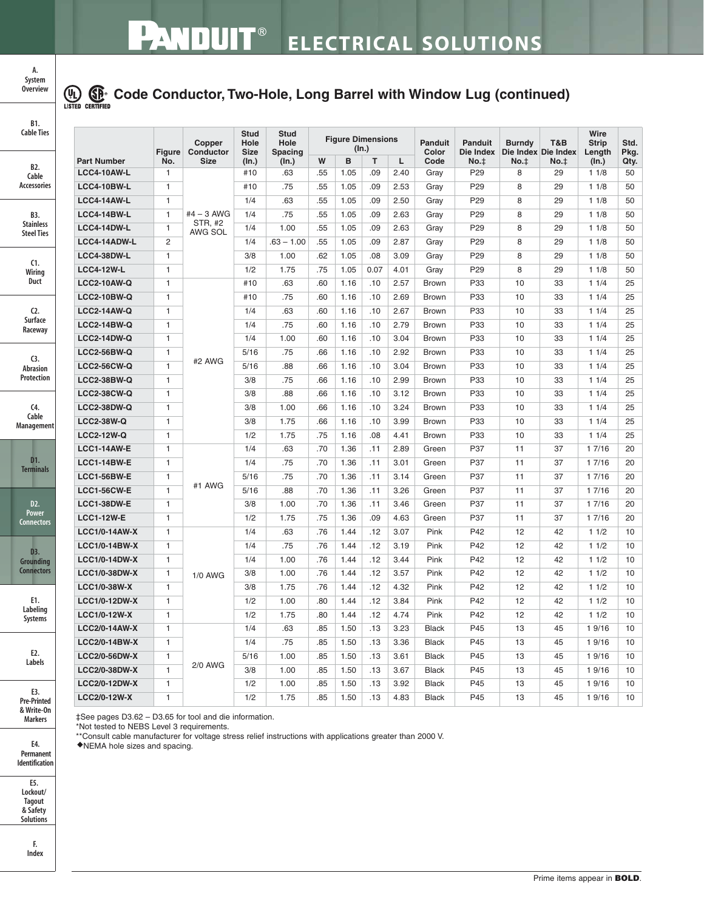## Code Conductor, Two-Hole, Long Barrel with Window Lug (continued)

| Part Number | Figure No. | Copper Conductor Size | Stud Hole Size (In.) | Stud Hole Spacing (In.) | Figure Dimensions (In.) | | | | Panduit Color Code | Panduit Die Index No.‡ | Burndy Die Index No.‡ | T&B Die Index No.‡ | Wire Strip Length (In.) | Std. Pkg. Qty. |
|---|---|---|---|---|---|---|---|---|---|---|---|---|---|---|
| | | | | | W | B | T | L | | | | | | |
| LCC4-10AW-L | 1 | #4 – 3 AWG STR, #2 AWG SOL | #10 | .63 | .55 | 1.05 | .09 | 2.40 | Gray | P29 | 8 | 29 | 1 1/8 | 50 |
| LCC4-10BW-L | 1 | | #10 | .75 | .55 | 1.05 | .09 | 2.53 | Gray | P29 | 8 | 29 | 1 1/8 | 50 |
| LCC4-14AW-L | 1 | | 1/4 | .63 | .55 | 1.05 | .09 | 2.50 | Gray | P29 | 8 | 29 | 1 1/8 | 50 |
| LCC4-14BW-L | 1 | | 1/4 | .75 | .55 | 1.05 | .09 | 2.63 | Gray | P29 | 8 | 29 | 1 1/8 | 50 |
| LCC4-14DW-L | 1 | | 1/4 | 1.00 | .55 | 1.05 | .09 | 2.63 | Gray | P29 | 8 | 29 | 1 1/8 | 50 |
| LCC4-14ADW-L | 2 | | 1/4 | .63 – 1.00 | .55 | 1.05 | .09 | 2.87 | Gray | P29 | 8 | 29 | 1 1/8 | 50 |
| LCC4-38DW-L | 1 | | 3/8 | 1.00 | .62 | 1.05 | .08 | 3.09 | Gray | P29 | 8 | 29 | 1 1/8 | 50 |
| LCC4-12W-L | 1 | | 1/2 | 1.75 | .75 | 1.05 | 0.07 | 4.01 | Gray | P29 | 8 | 29 | 1 1/8 | 50 |
| LCC2-10AW-Q | 1 | #2 AWG | #10 | .63 | .60 | 1.16 | .10 | 2.57 | Brown | P33 | 10 | 33 | 1 1/4 | 25 |
| LCC2-10BW-Q | 1 | | #10 | .75 | .60 | 1.16 | .10 | 2.69 | Brown | P33 | 10 | 33 | 1 1/4 | 25 |
| LCC2-14AW-Q | 1 | | 1/4 | .63 | .60 | 1.16 | .10 | 2.67 | Brown | P33 | 10 | 33 | 1 1/4 | 25 |
| LCC2-14BW-Q | 1 | | 1/4 | .75 | .60 | 1.16 | .10 | 2.79 | Brown | P33 | 10 | 33 | 1 1/4 | 25 |
| LCC2-14DW-Q | 1 | | 1/4 | 1.00 | .60 | 1.16 | .10 | 3.04 | Brown | P33 | 10 | 33 | 1 1/4 | 25 |
| LCC2-56BW-Q | 1 | | 5/16 | .75 | .66 | 1.16 | .10 | 2.92 | Brown | P33 | 10 | 33 | 1 1/4 | 25 |
| LCC2-56CW-Q | 1 | | 5/16 | .88 | .66 | 1.16 | .10 | 3.04 | Brown | P33 | 10 | 33 | 1 1/4 | 25 |
| LCC2-38BW-Q | 1 | | 3/8 | .75 | .66 | 1.16 | .10 | 2.99 | Brown | P33 | 10 | 33 | 1 1/4 | 25 |
| LCC2-38CW-Q | 1 | | 3/8 | .88 | .66 | 1.16 | .10 | 3.12 | Brown | P33 | 10 | 33 | 1 1/4 | 25 |
| LCC2-38DW-Q | 1 | | 3/8 | 1.00 | .66 | 1.16 | .10 | 3.24 | Brown | P33 | 10 | 33 | 1 1/4 | 25 |
| LCC2-38W-Q | 1 | | 3/8 | 1.75 | .66 | 1.16 | .10 | 3.99 | Brown | P33 | 10 | 33 | 1 1/4 | 25 |
| LCC2-12W-Q | 1 | | 1/2 | 1.75 | .75 | 1.16 | .08 | 4.41 | Brown | P33 | 10 | 33 | 1 1/4 | 25 |
| LCC1-14AW-E | 1 | #1 AWG | 1/4 | .63 | .70 | 1.36 | .11 | 2.89 | Green | P37 | 11 | 37 | 1 7/16 | 20 |
| LCC1-14BW-E | 1 | | 1/4 | .75 | .70 | 1.36 | .11 | 3.01 | Green | P37 | 11 | 37 | 1 7/16 | 20 |
| LCC1-56BW-E | 1 | | 5/16 | .75 | .70 | 1.36 | .11 | 3.14 | Green | P37 | 11 | 37 | 1 7/16 | 20 |
| LCC1-56CW-E | 1 | | 5/16 | .88 | .70 | 1.36 | .11 | 3.26 | Green | P37 | 11 | 37 | 1 7/16 | 20 |
| LCC1-38DW-E | 1 | | 3/8 | 1.00 | .70 | 1.36 | .11 | 3.46 | Green | P37 | 11 | 37 | 1 7/16 | 20 |
| LCC1-12W-E | 1 | | 1/2 | 1.75 | .75 | 1.36 | .09 | 4.63 | Green | P37 | 11 | 37 | 1 7/16 | 20 |
| LCC1/0-14AW-X | 1 | 1/0 AWG | 1/4 | .63 | .76 | 1.44 | .12 | 3.07 | Pink | P42 | 12 | 42 | 1 1/2 | 10 |
| LCC1/0-14BW-X | 1 | | 1/4 | .75 | .76 | 1.44 | .12 | 3.19 | Pink | P42 | 12 | 42 | 1 1/2 | 10 |
| LCC1/0-14DW-X | 1 | | 1/4 | 1.00 | .76 | 1.44 | .12 | 3.44 | Pink | P42 | 12 | 42 | 1 1/2 | 10 |
| LCC1/0-38DW-X | 1 | | 3/8 | 1.00 | .76 | 1.44 | .12 | 3.57 | Pink | P42 | 12 | 42 | 1 1/2 | 10 |
| LCC1/0-38W-X | 1 | | 3/8 | 1.75 | .76 | 1.44 | .12 | 4.32 | Pink | P42 | 12 | 42 | 1 1/2 | 10 |
| LCC1/0-12DW-X | 1 | | 1/2 | 1.00 | .80 | 1.44 | .12 | 3.84 | Pink | P42 | 12 | 42 | 1 1/2 | 10 |
| LCC1/0-12W-X | 1 | | 1/2 | 1.75 | .80 | 1.44 | .12 | 4.74 | Pink | P42 | 12 | 42 | 1 1/2 | 10 |
| LCC2/0-14AW-X | 1 | 2/0 AWG | 1/4 | .63 | .85 | 1.50 | .13 | 3.23 | Black | P45 | 13 | 45 | 1 9/16 | 10 |
| LCC2/0-14BW-X | 1 | | 1/4 | .75 | .85 | 1.50 | .13 | 3.36 | Black | P45 | 13 | 45 | 1 9/16 | 10 |
| LCC2/0-56DW-X | 1 | | 5/16 | 1.00 | .85 | 1.50 | .13 | 3.61 | Black | P45 | 13 | 45 | 1 9/16 | 10 |
| LCC2/0-38DW-X | 1 | | 3/8 | 1.00 | .85 | 1.50 | .13 | 3.67 | Black | P45 | 13 | 45 | 1 9/16 | 10 |
| LCC2/0-12DW-X | 1 | | 1/2 | 1.00 | .85 | 1.50 | .13 | 3.92 | Black | P45 | 13 | 45 | 1 9/16 | 10 |
| LCC2/0-12W-X | 1 | | 1/2 | 1.75 | .85 | 1.50 | .13 | 4.83 | Black | P45 | 13 | 45 | 1 9/16 | 10 |

‡See pages D3.62 – D3.65 for tool and die information.
*Not tested to NEBS Level 3 requirements.
**Consult cable manufacturer for voltage stress relief instructions with applications greater than 2000 V.
◆NEMA hole sizes and spacing.

Prime items appear in **BOLD**.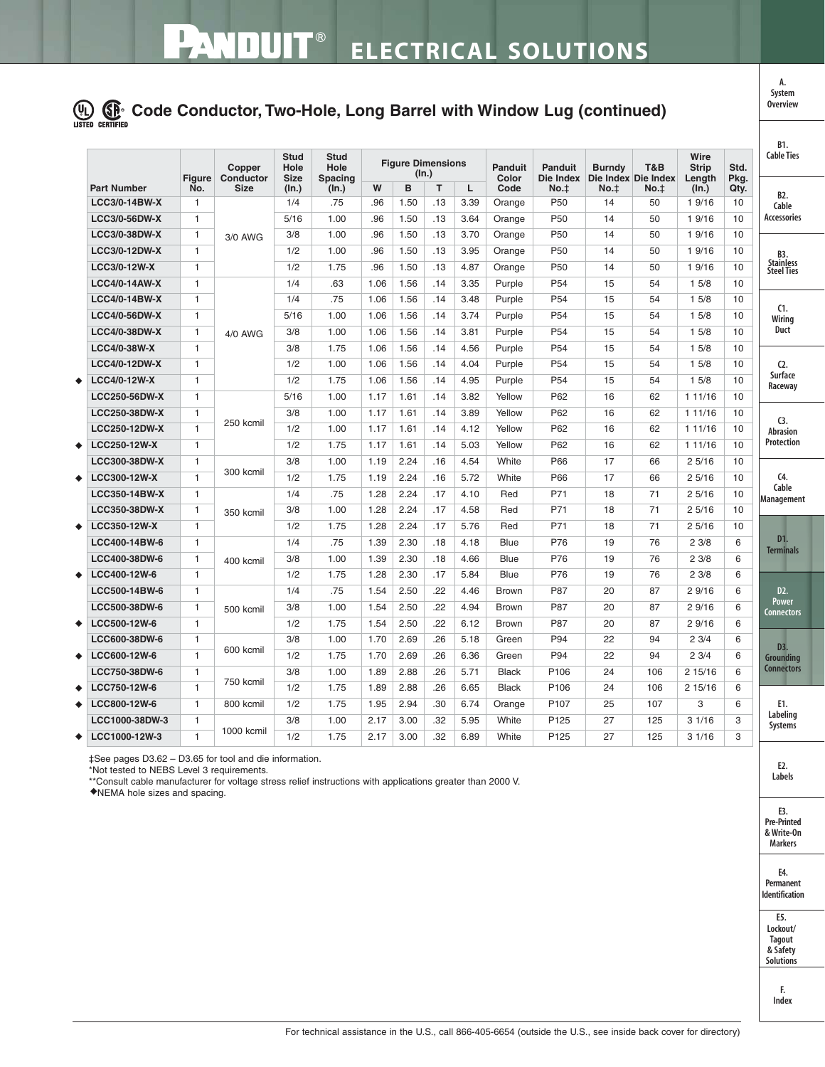# Code Conductor, Two-Hole, Long Barrel with Window Lug (continued)

| | Part Number | Figure No. | Copper Conductor Size | Stud Hole Size (In.) | Stud Hole Spacing (In.) | Figure Dimensions (In.) | | | | Panduit Color Code | Panduit Die Index No.‡ | Burndy Die Index No.‡ | T&B Die Index No.‡ | Wire Strip Length (In.) | Std. Pkg. Qty. |
|---|---|---|---|---|---|---|---|---|---|---|---|---|---|---|---|
| | | | | | | W | B | T | L | | | | | | |
| | LCC3/0-14BW-X | 1 | 3/0 AWG | 1/4 | .75 | .96 | 1.50 | .13 | 3.39 | Orange | P50 | 14 | 50 | 1 9/16 | 10 |
| | LCC3/0-56DW-X | 1 | | 5/16 | 1.00 | .96 | 1.50 | .13 | 3.64 | Orange | P50 | 14 | 50 | 1 9/16 | 10 |
| | LCC3/0-38DW-X | 1 | | 3/8 | 1.00 | .96 | 1.50 | .13 | 3.70 | Orange | P50 | 14 | 50 | 1 9/16 | 10 |
| | LCC3/0-12DW-X | 1 | | 1/2 | 1.00 | .96 | 1.50 | .13 | 3.95 | Orange | P50 | 14 | 50 | 1 9/16 | 10 |
| | LCC3/0-12W-X | 1 | | 1/2 | 1.75 | .96 | 1.50 | .13 | 4.87 | Orange | P50 | 14 | 50 | 1 9/16 | 10 |
| | LCC4/0-14AW-X | 1 | 4/0 AWG | 1/4 | .63 | 1.06 | 1.56 | .14 | 3.35 | Purple | P54 | 15 | 54 | 1 5/8 | 10 |
| | LCC4/0-14BW-X | 1 | | 1/4 | .75 | 1.06 | 1.56 | .14 | 3.48 | Purple | P54 | 15 | 54 | 1 5/8 | 10 |
| | LCC4/0-56DW-X | 1 | | 5/16 | 1.00 | 1.06 | 1.56 | .14 | 3.74 | Purple | P54 | 15 | 54 | 1 5/8 | 10 |
| | LCC4/0-38DW-X | 1 | | 3/8 | 1.00 | 1.06 | 1.56 | .14 | 3.81 | Purple | P54 | 15 | 54 | 1 5/8 | 10 |
| | LCC4/0-38W-X | 1 | | 3/8 | 1.75 | 1.06 | 1.56 | .14 | 4.56 | Purple | P54 | 15 | 54 | 1 5/8 | 10 |
| | LCC4/0-12DW-X | 1 | | 1/2 | 1.00 | 1.06 | 1.56 | .14 | 4.04 | Purple | P54 | 15 | 54 | 1 5/8 | 10 |
| ◆ | LCC4/0-12W-X | 1 | | 1/2 | 1.75 | 1.06 | 1.56 | .14 | 4.95 | Purple | P54 | 15 | 54 | 1 5/8 | 10 |
| | LCC250-56DW-X | 1 | 250 kcmil | 5/16 | 1.00 | 1.17 | 1.61 | .14 | 3.82 | Yellow | P62 | 16 | 62 | 1 11/16 | 10 |
| | LCC250-38DW-X | 1 | | 3/8 | 1.00 | 1.17 | 1.61 | .14 | 3.89 | Yellow | P62 | 16 | 62 | 1 11/16 | 10 |
| | LCC250-12DW-X | 1 | | 1/2 | 1.00 | 1.17 | 1.61 | .14 | 4.12 | Yellow | P62 | 16 | 62 | 1 11/16 | 10 |
| ◆ | LCC250-12W-X | 1 | | 1/2 | 1.75 | 1.17 | 1.61 | .14 | 5.03 | Yellow | P62 | 16 | 62 | 1 11/16 | 10 |
| | LCC300-38DW-X | 1 | 300 kcmil | 3/8 | 1.00 | 1.19 | 2.24 | .16 | 4.54 | White | P66 | 17 | 66 | 2 5/16 | 10 |
| ◆ | LCC300-12W-X | 1 | | 1/2 | 1.75 | 1.19 | 2.24 | .16 | 5.72 | White | P66 | 17 | 66 | 2 5/16 | 10 |
| | LCC350-14BW-X | 1 | 350 kcmil | 1/4 | .75 | 1.28 | 2.24 | .17 | 4.10 | Red | P71 | 18 | 71 | 2 5/16 | 10 |
| | LCC350-38DW-X | 1 | | 3/8 | 1.00 | 1.28 | 2.24 | .17 | 4.58 | Red | P71 | 18 | 71 | 2 5/16 | 10 |
| ◆ | LCC350-12W-X | 1 | | 1/2 | 1.75 | 1.28 | 2.24 | .17 | 5.76 | Red | P71 | 18 | 71 | 2 5/16 | 10 |
| | LCC400-14BW-6 | 1 | 400 kcmil | 1/4 | .75 | 1.39 | 2.30 | .18 | 4.18 | Blue | P76 | 19 | 76 | 2 3/8 | 6 |
| | LCC400-38DW-6 | 1 | | 3/8 | 1.00 | 1.39 | 2.30 | .18 | 4.66 | Blue | P76 | 19 | 76 | 2 3/8 | 6 |
| ◆ | LCC400-12W-6 | 1 | | 1/2 | 1.75 | 1.28 | 2.30 | .17 | 5.84 | Blue | P76 | 19 | 76 | 2 3/8 | 6 |
| | LCC500-14BW-6 | 1 | 500 kcmil | 1/4 | .75 | 1.54 | 2.50 | .22 | 4.46 | Brown | P87 | 20 | 87 | 2 9/16 | 6 |
| | LCC500-38DW-6 | 1 | | 3/8 | 1.00 | 1.54 | 2.50 | .22 | 4.94 | Brown | P87 | 20 | 87 | 2 9/16 | 6 |
| ◆ | LCC500-12W-6 | 1 | | 1/2 | 1.75 | 1.54 | 2.50 | .22 | 6.12 | Brown | P87 | 20 | 87 | 2 9/16 | 6 |
| | LCC600-38DW-6 | 1 | 600 kcmil | 3/8 | 1.00 | 1.70 | 2.69 | .26 | 5.18 | Green | P94 | 22 | 94 | 2 3/4 | 6 |
| ◆ | LCC600-12W-6 | 1 | | 1/2 | 1.75 | 1.70 | 2.69 | .26 | 6.36 | Green | P94 | 22 | 94 | 2 3/4 | 6 |
| | LCC750-38DW-6 | 1 | 750 kcmil | 3/8 | 1.00 | 1.89 | 2.88 | .26 | 5.71 | Black | P106 | 24 | 106 | 2 15/16 | 6 |
| ◆ | LCC750-12W-6 | 1 | | 1/2 | 1.75 | 1.89 | 2.88 | .26 | 6.65 | Black | P106 | 24 | 106 | 2 15/16 | 6 |
| ◆ | LCC800-12W-6 | 1 | 800 kcmil | 1/2 | 1.75 | 1.95 | 2.94 | .30 | 6.74 | Orange | P107 | 25 | 107 | 3 | 6 |
| | LCC1000-38DW-3 | 1 | 1000 kcmil | 3/8 | 1.00 | 2.17 | 3.00 | .32 | 5.95 | White | P125 | 27 | 125 | 3 1/16 | 3 |
| ◆ | LCC1000-12W-3 | 1 | | 1/2 | 1.75 | 2.17 | 3.00 | .32 | 6.89 | White | P125 | 27 | 125 | 3 1/16 | 3 |

‡See pages D3.62 – D3.65 for tool and die information.
*Not tested to NEBS Level 3 requirements.
**Consult cable manufacturer for voltage stress relief instructions with applications greater than 2000 V.
◆NEMA hole sizes and spacing.